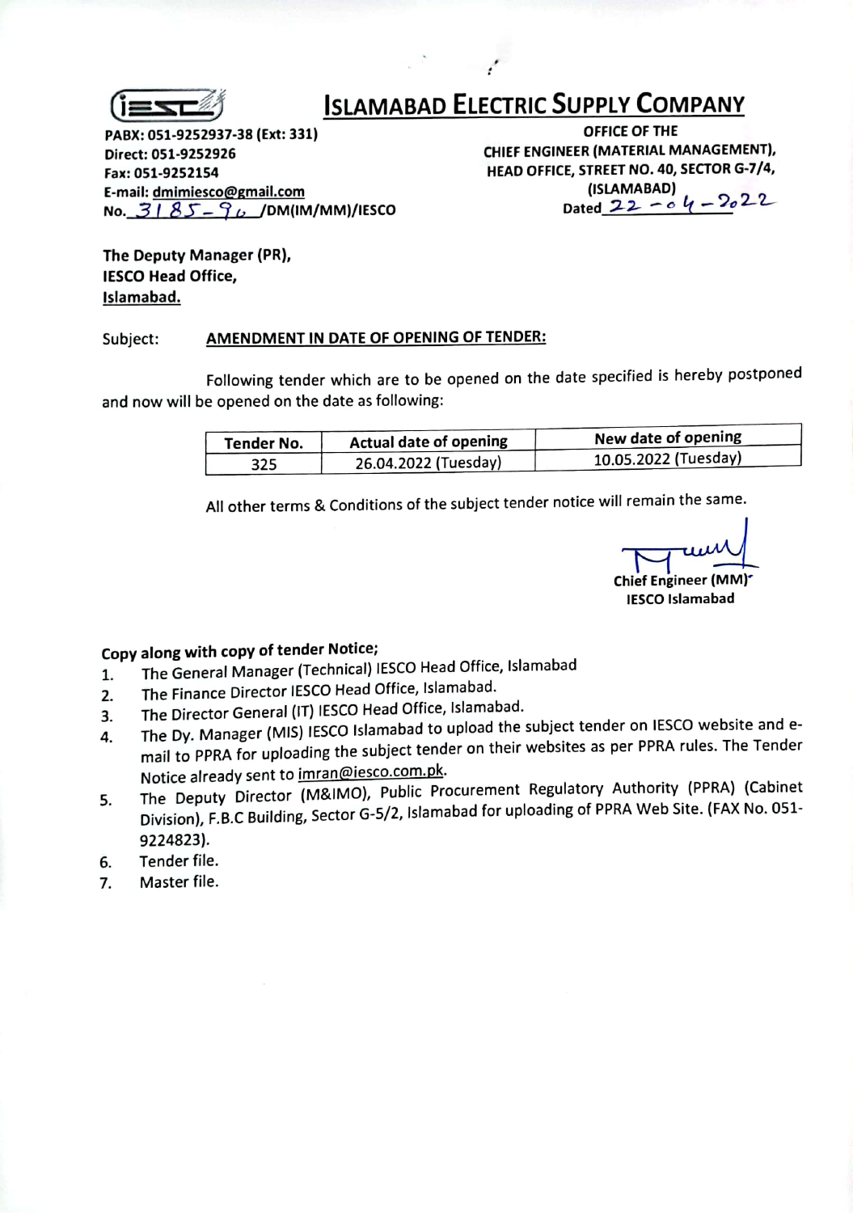# ISLAMABAD ELECTRIC SUPPLY COMPANY

PABX: 051-9252937-38 (Ext: 331)
Direct: 051-9252926
Fax: 051-9252154
E-mail: dmimiesco@gmail.com
No. 3185-96 /DM(IM/MM)/IESCO

OFFICE OF THE
CHIEF ENGINEER (MATERIAL MANAGEMENT),
HEAD OFFICE, STREET NO. 40, SECTOR G-7/4,
(ISLAMABAD)
Dated 22-04-2022

**The Deputy Manager (PR),**
**IESCO Head Office,**
**Islamabad.**

Subject: **AMENDMENT IN DATE OF OPENING OF TENDER:**

Following tender which are to be opened on the date specified is hereby postponed and now will be opened on the date as following:

| Tender No. | Actual date of opening | New date of opening |
|---|---|---|
| 325 | 26.04.2022 (Tuesday) | 10.05.2022 (Tuesday) |

All other terms & Conditions of the subject tender notice will remain the same.

**Chief Engineer (MM)**
**IESCO Islamabad**

**Copy along with copy of tender Notice;**

1. The General Manager (Technical) IESCO Head Office, Islamabad
2. The Finance Director IESCO Head Office, Islamabad.
3. The Director General (IT) IESCO Head Office, Islamabad.
4. The Dy. Manager (MIS) IESCO Islamabad to upload the subject tender on IESCO website and e-mail to PPRA for uploading the subject tender on their websites as per PPRA rules. The Tender Notice already sent to imran@iesco.com.pk.
5. The Deputy Director (M&IMO), Public Procurement Regulatory Authority (PPRA) (Cabinet Division), F.B.C Building, Sector G-5/2, Islamabad for uploading of PPRA Web Site. (FAX No. 051-9224823).
6. Tender file.
7. Master file.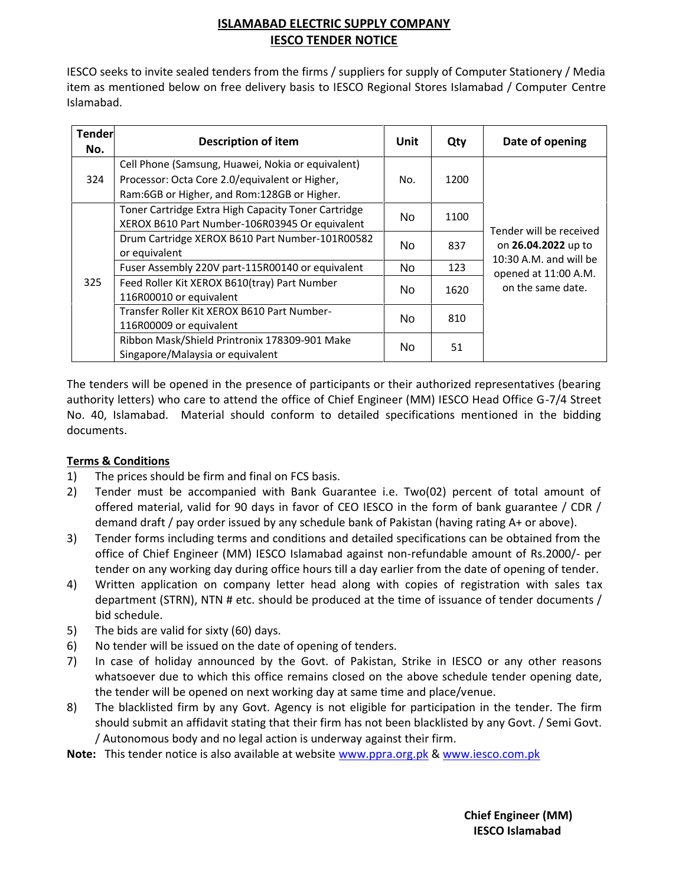# ISLAMABAD ELECTRIC SUPPLY COMPANY
## IESCO TENDER NOTICE

IESCO seeks to invite sealed tenders from the firms / suppliers for supply of Computer Stationery / Media item as mentioned below on free delivery basis to IESCO Regional Stores Islamabad / Computer Centre Islamabad.

| Tender No. | Description of item | Unit | Qty | Date of opening |
|---|---|---|---|---|
| 324 | Cell Phone (Samsung, Huawei, Nokia or equivalent) Processor: Octa Core 2.0/equivalent or Higher, Ram:6GB or Higher, and Rom:128GB or Higher. | No. | 1200 | Tender will be received on **26.04.2022** up to 10:30 A.M. and will be opened at 11:00 A.M. on the same date. |
| 325 | Toner Cartridge Extra High Capacity Toner Cartridge XEROX B610 Part Number-106R03945 Or equivalent | No | 1100 | |
| | Drum Cartridge XEROX B610 Part Number-101R00582 or equivalent | No | 837 | |
| | Fuser Assembly 220V part-115R00140 or equivalent | No | 123 | |
| | Feed Roller Kit XEROX B610(tray) Part Number 116R00010 or equivalent | No | 1620 | |
| | Transfer Roller Kit XEROX B610 Part Number-116R00009 or equivalent | No | 810 | |
| | Ribbon Mask/Shield Printronix 178309-901 Make Singapore/Malaysia or equivalent | No | 51 | |

The tenders will be opened in the presence of participants or their authorized representatives (bearing authority letters) who care to attend the office of Chief Engineer (MM) IESCO Head Office G-7/4 Street No. 40, Islamabad. Material should conform to detailed specifications mentioned in the bidding documents.

**Terms & Conditions**

1) The prices should be firm and final on FCS basis.
2) Tender must be accompanied with Bank Guarantee i.e. Two(02) percent of total amount of offered material, valid for 90 days in favor of CEO IESCO in the form of bank guarantee / CDR / demand draft / pay order issued by any schedule bank of Pakistan (having rating A+ or above).
3) Tender forms including terms and conditions and detailed specifications can be obtained from the office of Chief Engineer (MM) IESCO Islamabad against non-refundable amount of Rs.2000/- per tender on any working day during office hours till a day earlier from the date of opening of tender.
4) Written application on company letter head along with copies of registration with sales tax department (STRN), NTN # etc. should be produced at the time of issuance of tender documents / bid schedule.
5) The bids are valid for sixty (60) days.
6) No tender will be issued on the date of opening of tenders.
7) In case of holiday announced by the Govt. of Pakistan, Strike in IESCO or any other reasons whatsoever due to which this office remains closed on the above schedule tender opening date, the tender will be opened on next working day at same time and place/venue.
8) The blacklisted firm by any Govt. Agency is not eligible for participation in the tender. The firm should submit an affidavit stating that their firm has not been blacklisted by any Govt. / Semi Govt. / Autonomous body and no legal action is underway against their firm.

**Note:** This tender notice is also available at website www.ppra.org.pk & www.iesco.com.pk

**Chief Engineer (MM)**
**IESCO Islamabad**